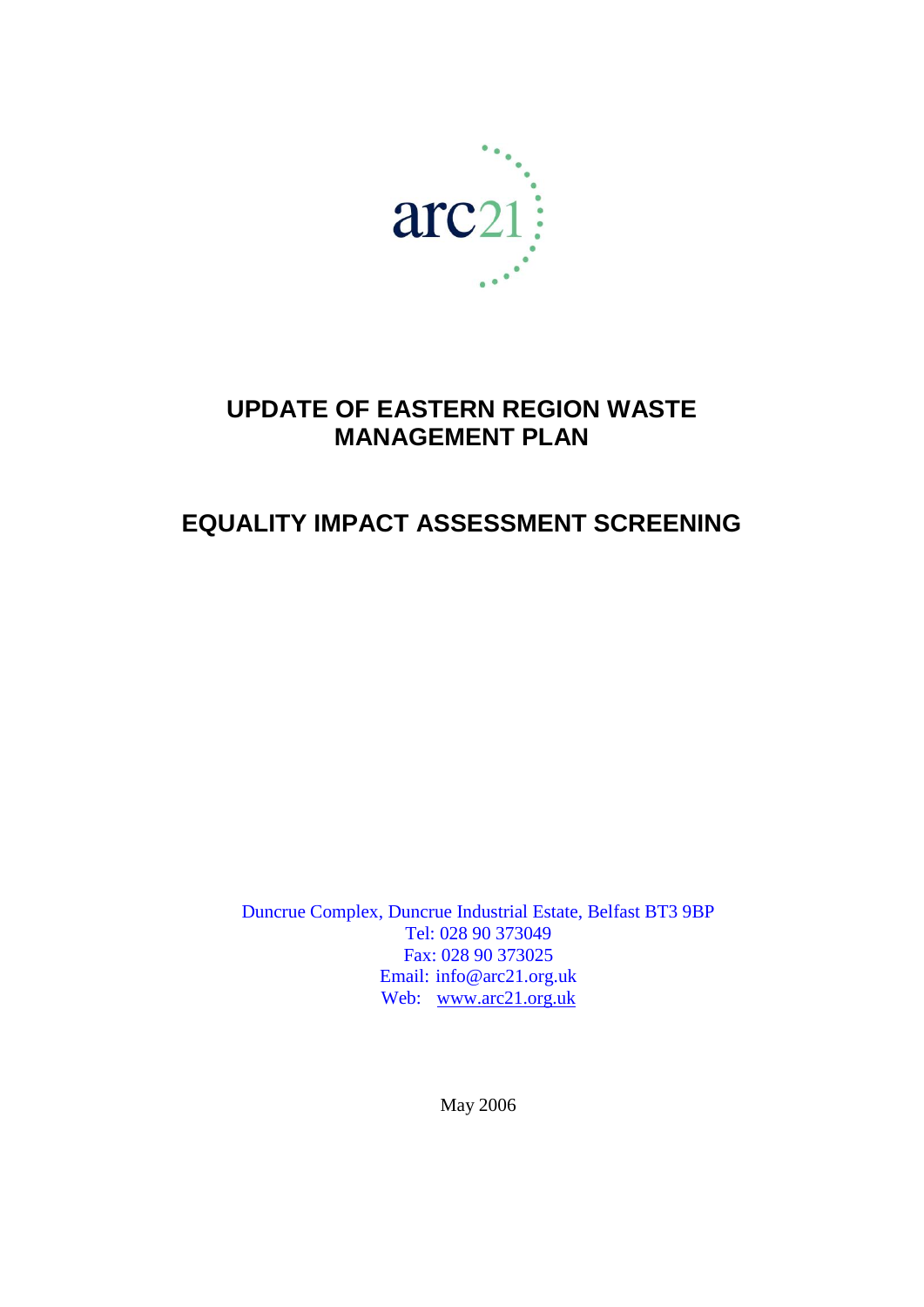arc21

# UPDATE OF EASTERN REGION WASTE MANAGEMENT PLAN

## EQUALITY IMPACT ASSESSMENT SCREENING

Duncrue Complex, Duncrue Industrial Estate, Belfast BT3 9BP
Tel: 028 90 373049
Fax: 028 90 373025
Email: info@arc21.org.uk
Web: www.arc21.org.uk

May 2006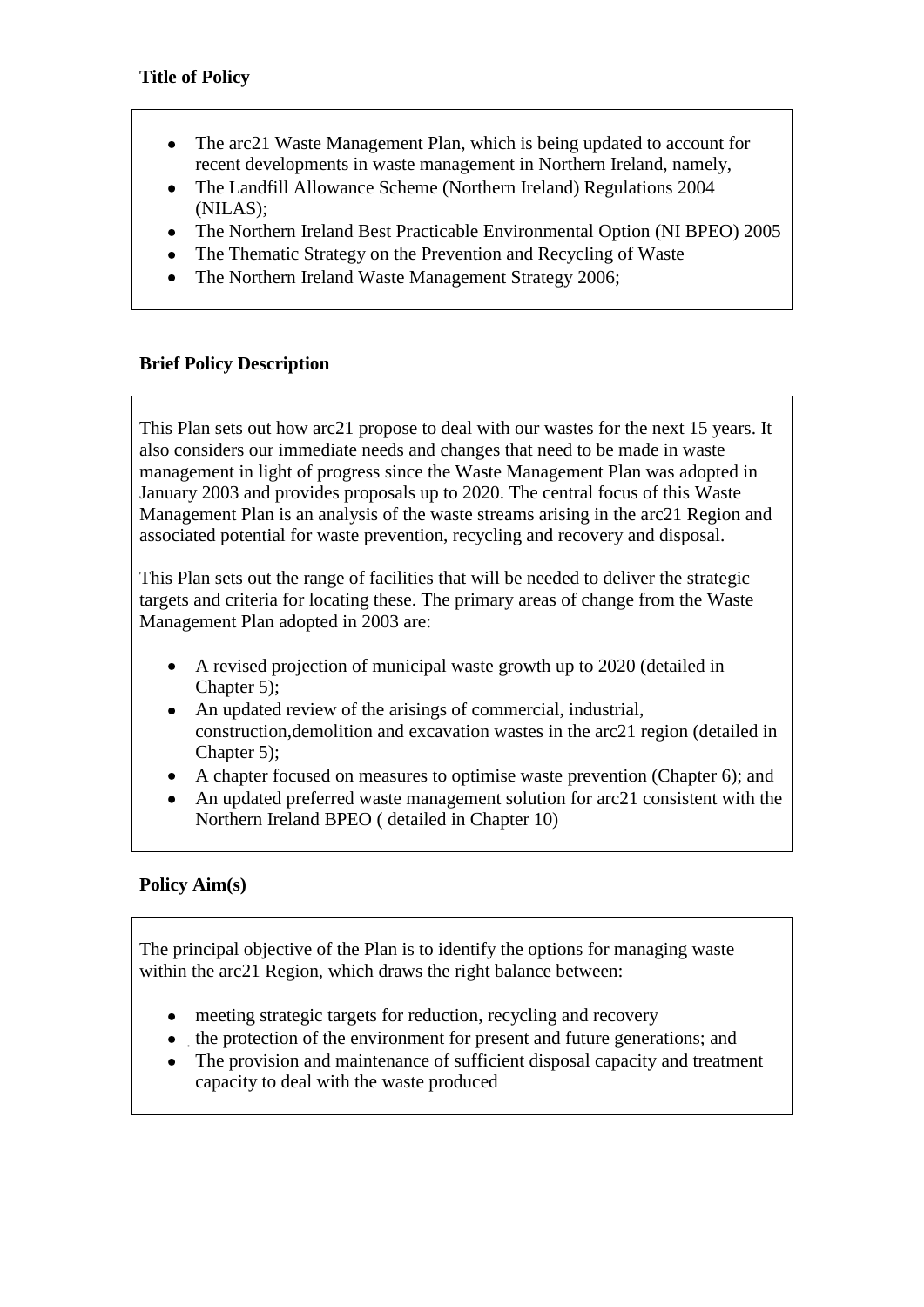**Title of Policy**

- The arc21 Waste Management Plan, which is being updated to account for recent developments in waste management in Northern Ireland, namely,
- The Landfill Allowance Scheme (Northern Ireland) Regulations 2004 (NILAS);
- The Northern Ireland Best Practicable Environmental Option (NI BPEO) 2005
- The Thematic Strategy on the Prevention and Recycling of Waste
- The Northern Ireland Waste Management Strategy 2006;

**Brief Policy Description**

This Plan sets out how arc21 propose to deal with our wastes for the next 15 years. It also considers our immediate needs and changes that need to be made in waste management in light of progress since the Waste Management Plan was adopted in January 2003 and provides proposals up to 2020. The central focus of this Waste Management Plan is an analysis of the waste streams arising in the arc21 Region and associated potential for waste prevention, recycling and recovery and disposal.

This Plan sets out the range of facilities that will be needed to deliver the strategic targets and criteria for locating these. The primary areas of change from the Waste Management Plan adopted in 2003 are:

- A revised projection of municipal waste growth up to 2020 (detailed in Chapter 5);
- An updated review of the arisings of commercial, industrial, construction,demolition and excavation wastes in the arc21 region (detailed in Chapter 5);
- A chapter focused on measures to optimise waste prevention (Chapter 6); and
- An updated preferred waste management solution for arc21 consistent with the Northern Ireland BPEO ( detailed in Chapter 10)

**Policy Aim(s)**

The principal objective of the Plan is to identify the options for managing waste within the arc21 Region, which draws the right balance between:

- meeting strategic targets for reduction, recycling and recovery
- the protection of the environment for present and future generations; and
- The provision and maintenance of sufficient disposal capacity and treatment capacity to deal with the waste produced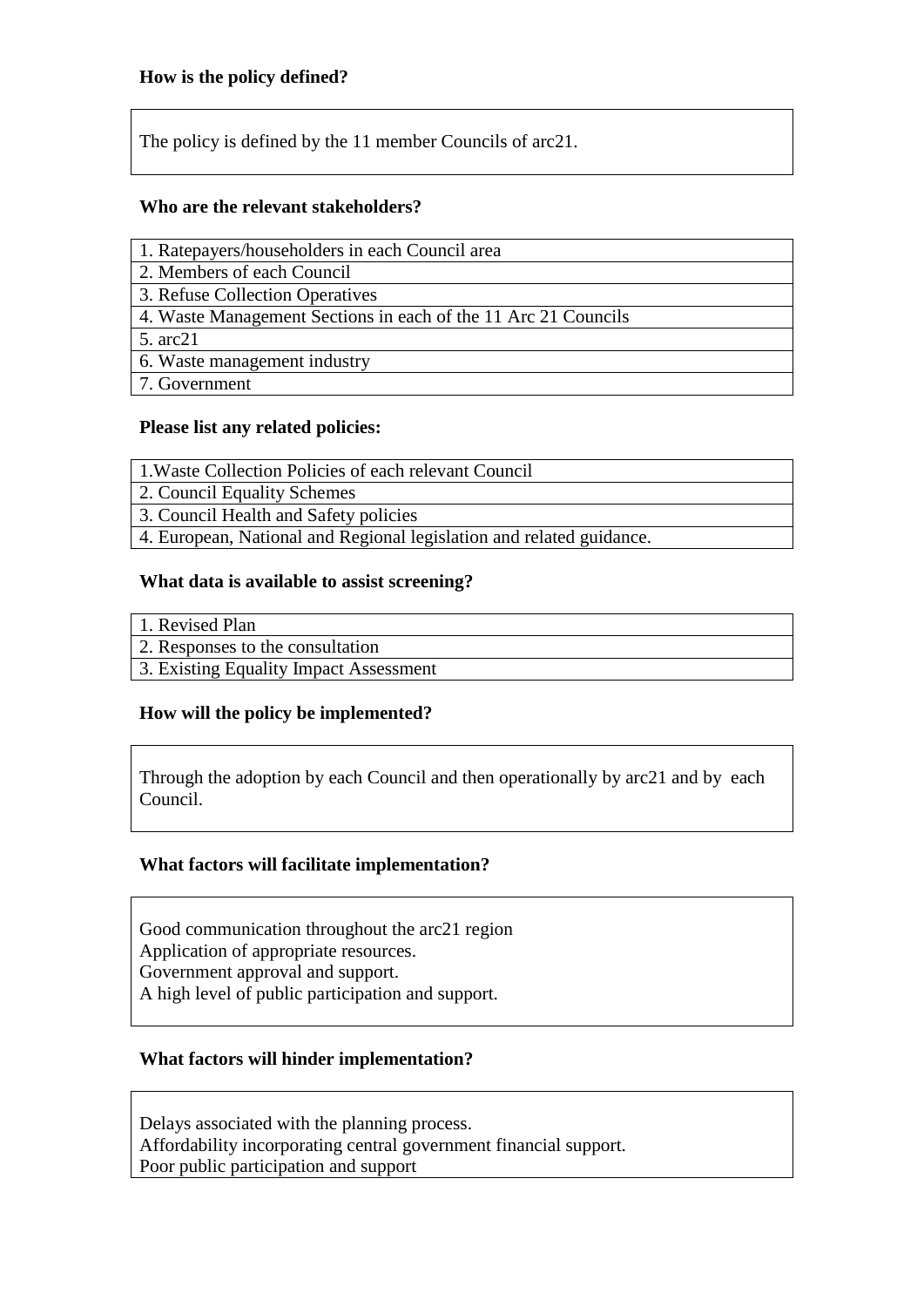**How is the policy defined?**

The policy is defined by the 11 member Councils of arc21.

**Who are the relevant stakeholders?**

1. Ratepayers/householders in each Council area
2. Members of each Council
3. Refuse Collection Operatives
4. Waste Management Sections in each of the 11 Arc 21 Councils
5. arc21
6. Waste management industry
7. Government

**Please list any related policies:**

1.Waste Collection Policies of each relevant Council
2. Council Equality Schemes
3. Council Health and Safety policies
4. European, National and Regional legislation and related guidance.

**What data is available to assist screening?**

1. Revised Plan
2. Responses to the consultation
3. Existing Equality Impact Assessment

**How will the policy be implemented?**

Through the adoption by each Council and then operationally by arc21 and by each Council.

**What factors will facilitate implementation?**

Good communication throughout the arc21 region
Application of appropriate resources.
Government approval and support.
A high level of public participation and support.

**What factors will hinder implementation?**

Delays associated with the planning process.
Affordability incorporating central government financial support.
Poor public participation and support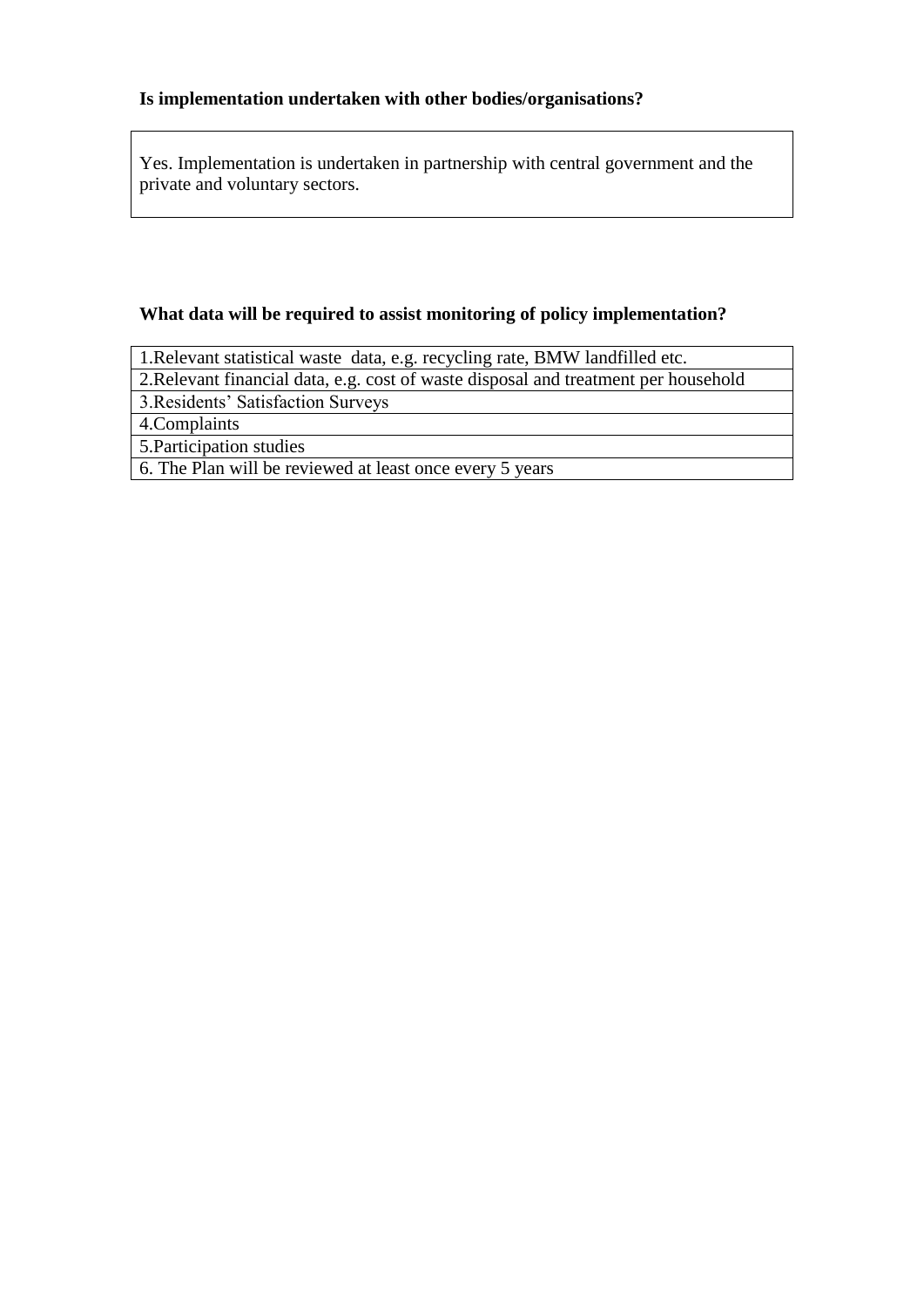**Is implementation undertaken with other bodies/organisations?**

| Yes. Implementation is undertaken in partnership with central government and the private and voluntary sectors. |
|---|

**What data will be required to assist monitoring of policy implementation?**

| 1.Relevant statistical waste data, e.g. recycling rate, BMW landfilled etc. |
|---|
| 2.Relevant financial data, e.g. cost of waste disposal and treatment per household |
| 3.Residents' Satisfaction Surveys |
| 4.Complaints |
| 5.Participation studies |
| 6. The Plan will be reviewed at least once every 5 years |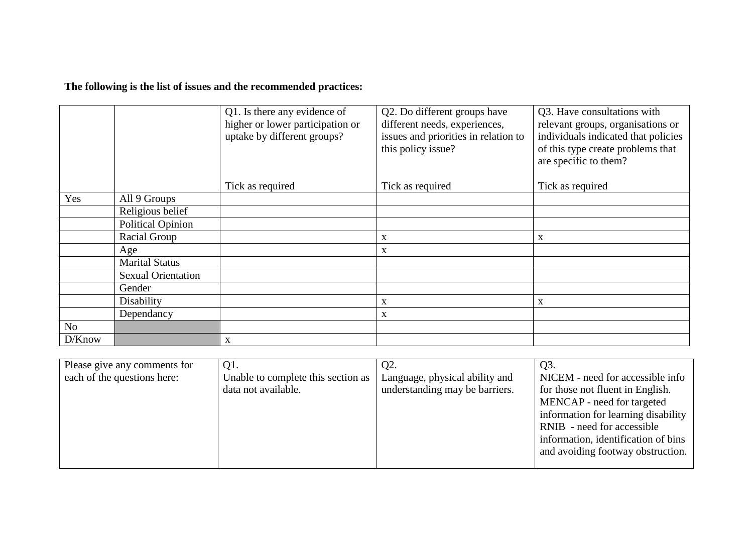**The following is the list of issues and the recommended practices:**

| | | Q1. Is there any evidence of higher or lower participation or uptake by different groups?<br><br>Tick as required | Q2. Do different groups have different needs, experiences, issues and priorities in relation to this policy issue?<br><br>Tick as required | Q3. Have consultations with relevant groups, organisations or individuals indicated that policies of this type create problems that are specific to them?<br><br>Tick as required |
|---|---|---|---|---|
| Yes | All 9 Groups | | | |
| | Religious belief | | | |
| | Political Opinion | | | |
| | Racial Group | | x | x |
| | Age | | x | |
| | Marital Status | | | |
| | Sexual Orientation | | | |
| | Gender | | | |
| | Disability | | x | x |
| | Dependancy | | x | |
| No | | | | |
| D/Know | | x | | |

| Please give any comments for each of the questions here: | Q1.<br>Unable to complete this section as data not available. | Q2.<br>Language, physical ability and understanding may be barriers. | Q3.<br>NICEM - need for accessible info for those not fluent in English.<br>MENCAP - need for targeted information for learning disability<br>RNIB - need for accessible information, identification of bins and avoiding footway obstruction. |
|---|---|---|---|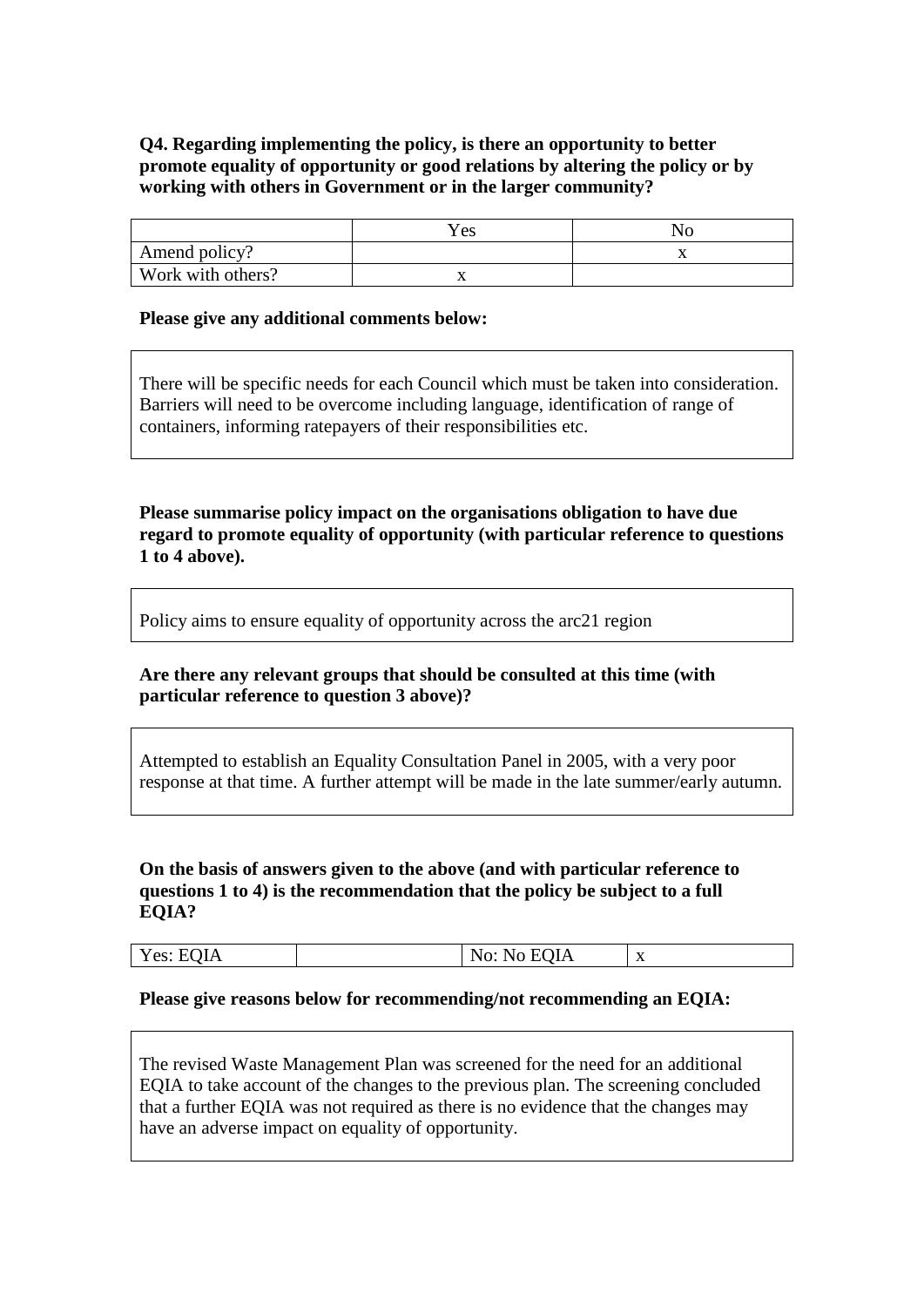**Q4. Regarding implementing the policy, is there an opportunity to better promote equality of opportunity or good relations by altering the policy or by working with others in Government or in the larger community?**

| | Yes | No |
|---|---|---|
| Amend policy? | | x |
| Work with others? | x | |

**Please give any additional comments below:**

There will be specific needs for each Council which must be taken into consideration. Barriers will need to be overcome including language, identification of range of containers, informing ratepayers of their responsibilities etc.

**Please summarise policy impact on the organisations obligation to have due regard to promote equality of opportunity (with particular reference to questions 1 to 4 above).**

Policy aims to ensure equality of opportunity across the arc21 region

**Are there any relevant groups that should be consulted at this time (with particular reference to question 3 above)?**

Attempted to establish an Equality Consultation Panel in 2005, with a very poor response at that time. A further attempt will be made in the late summer/early autumn.

**On the basis of answers given to the above (and with particular reference to questions 1 to 4) is the recommendation that the policy be subject to a full EQIA?**

| | | | |
|---|---|---|---|
| Yes: EQIA | | No: No EQIA | x |

**Please give reasons below for recommending/not recommending an EQIA:**

The revised Waste Management Plan was screened for the need for an additional EQIA to take account of the changes to the previous plan. The screening concluded that a further EQIA was not required as there is no evidence that the changes may have an adverse impact on equality of opportunity.